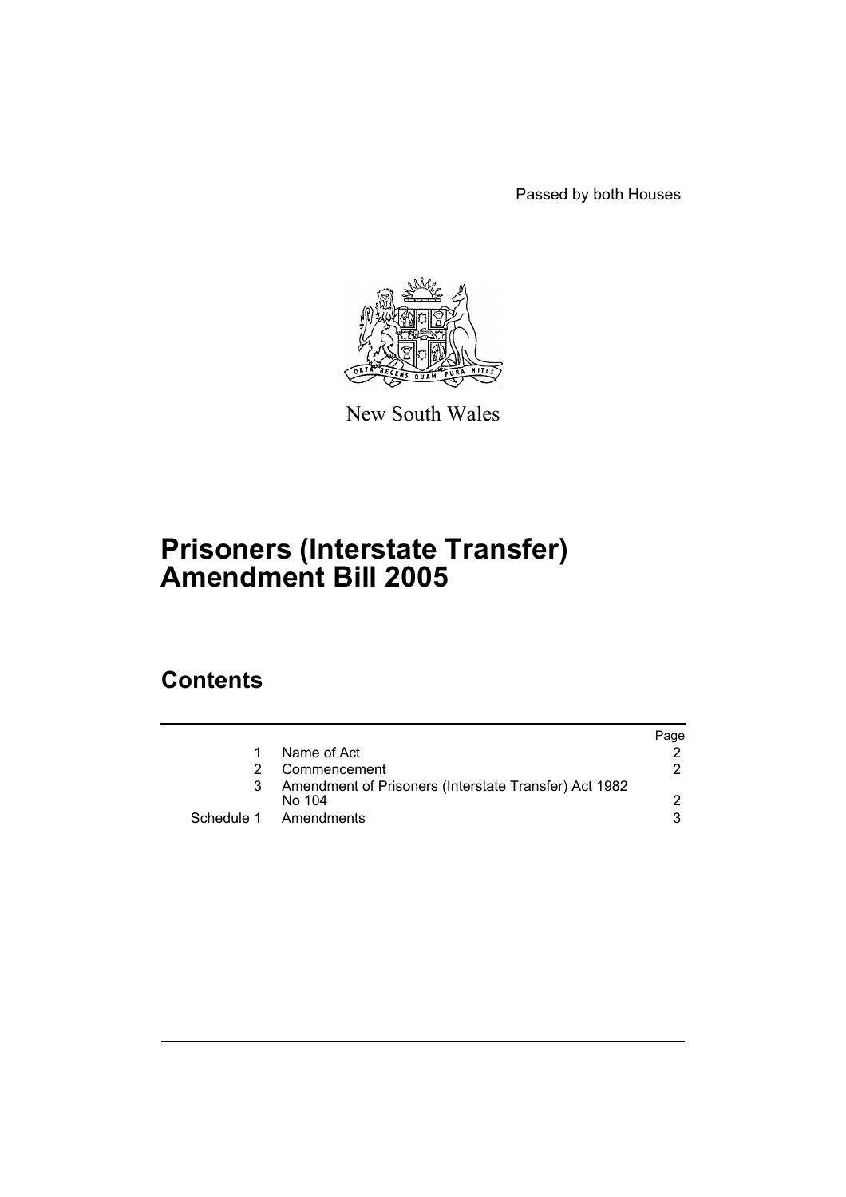Passed by both Houses

New South Wales

# Prisoners (Interstate Transfer) Amendment Bill 2005

## Contents

| | | Page |
|---|---|---|
| 1 | Name of Act | 2 |
| 2 | Commencement | 2 |
| 3 | Amendment of Prisoners (Interstate Transfer) Act 1982 No 104 | 2 |
| Schedule 1 | Amendments | 3 |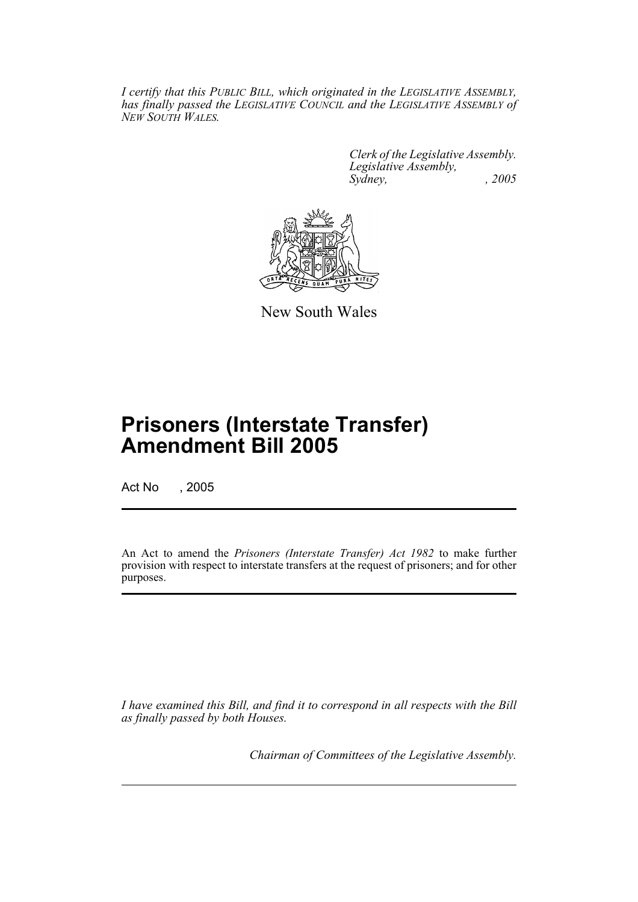*I certify that this PUBLIC BILL, which originated in the LEGISLATIVE ASSEMBLY, has finally passed the LEGISLATIVE COUNCIL and the LEGISLATIVE ASSEMBLY of NEW SOUTH WALES.*

*Clerk of the Legislative Assembly.*
*Legislative Assembly,*
*Sydney, , 2005*

New South Wales

# Prisoners (Interstate Transfer) Amendment Bill 2005

Act No , 2005

An Act to amend the *Prisoners (Interstate Transfer) Act 1982* to make further provision with respect to interstate transfers at the request of prisoners; and for other purposes.

*I have examined this Bill, and find it to correspond in all respects with the Bill as finally passed by both Houses.*

*Chairman of Committees of the Legislative Assembly.*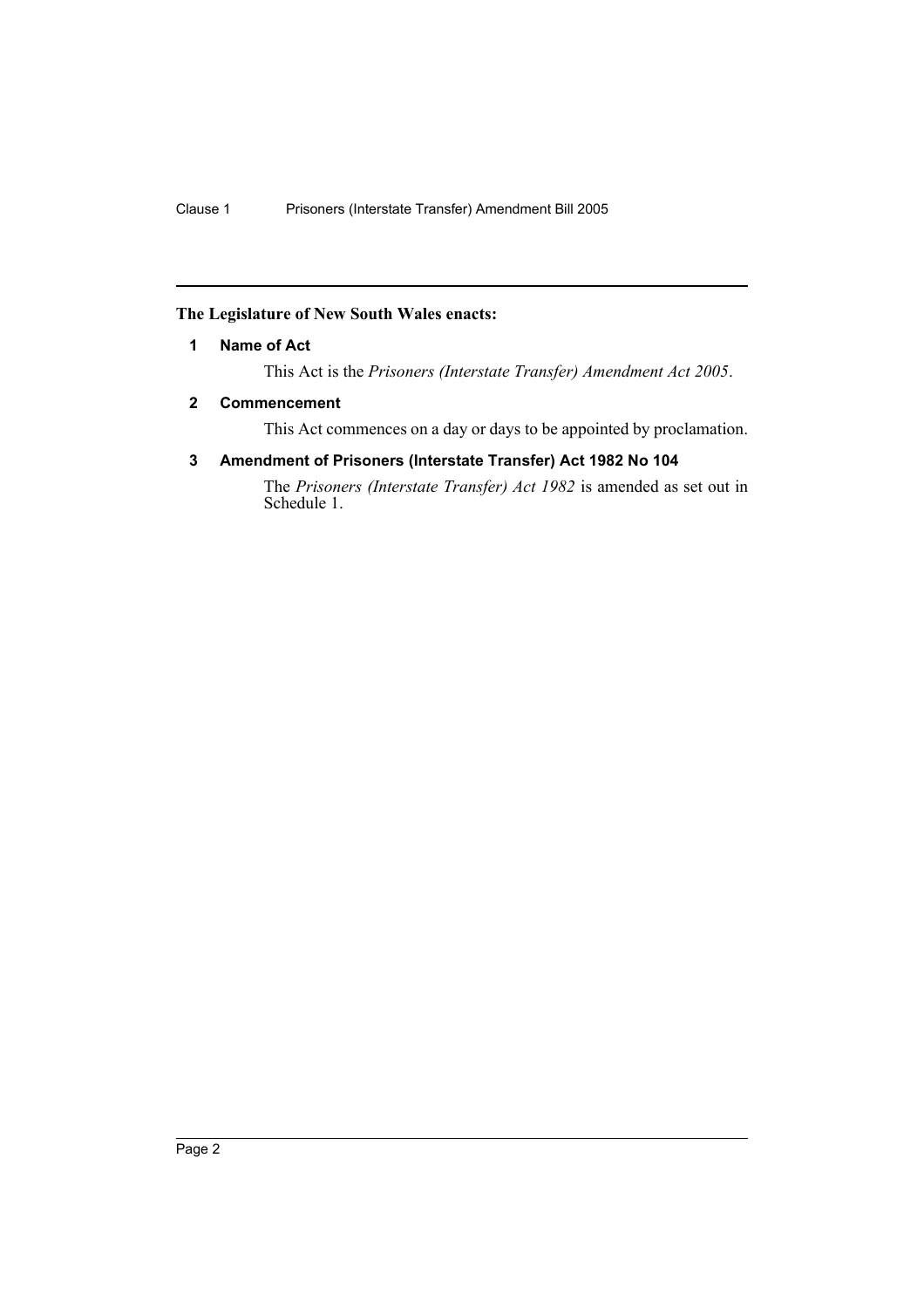**The Legislature of New South Wales enacts:**

### 1 Name of Act

This Act is the *Prisoners (Interstate Transfer) Amendment Act 2005*.

### 2 Commencement

This Act commences on a day or days to be appointed by proclamation.

### 3 Amendment of Prisoners (Interstate Transfer) Act 1982 No 104

The *Prisoners (Interstate Transfer) Act 1982* is amended as set out in Schedule 1.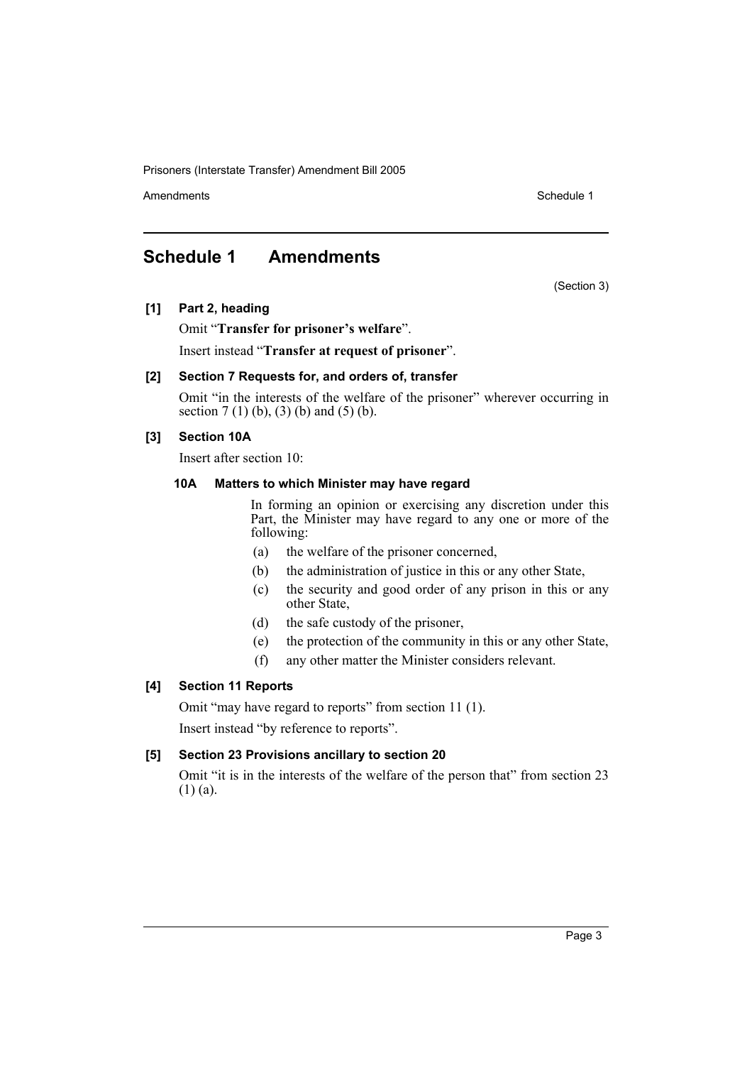# Schedule 1 Amendments

(Section 3)

**[1] Part 2, heading**

Omit "**Transfer for prisoner's welfare**".

Insert instead "**Transfer at request of prisoner**".

**[2] Section 7 Requests for, and orders of, transfer**

Omit "in the interests of the welfare of the prisoner" wherever occurring in section 7 (1) (b), (3) (b) and (5) (b).

**[3] Section 10A**

Insert after section 10:

**10A Matters to which Minister may have regard**

In forming an opinion or exercising any discretion under this Part, the Minister may have regard to any one or more of the following:

(a) the welfare of the prisoner concerned,

(b) the administration of justice in this or any other State,

(c) the security and good order of any prison in this or any other State,

(d) the safe custody of the prisoner,

(e) the protection of the community in this or any other State,

(f) any other matter the Minister considers relevant.

**[4] Section 11 Reports**

Omit "may have regard to reports" from section 11 (1).

Insert instead "by reference to reports".

**[5] Section 23 Provisions ancillary to section 20**

Omit "it is in the interests of the welfare of the person that" from section 23 (1) (a).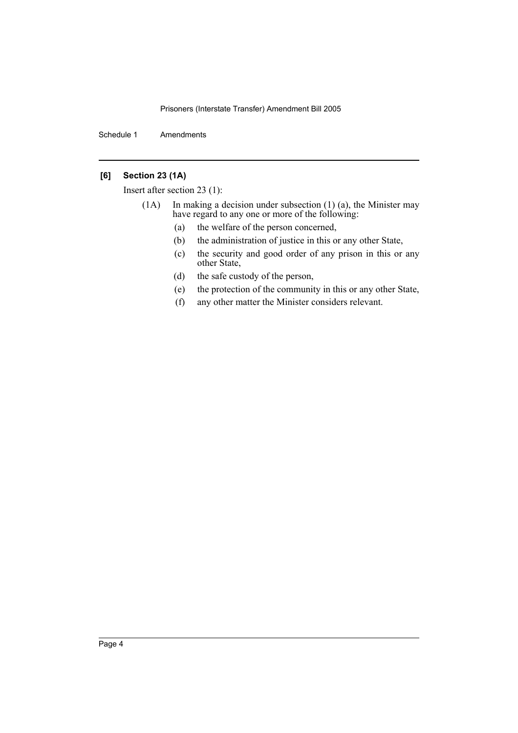### [6] Section 23 (1A)

Insert after section 23 (1):

(1A) In making a decision under subsection (1) (a), the Minister may have regard to any one or more of the following:

- (a) the welfare of the person concerned,
- (b) the administration of justice in this or any other State,
- (c) the security and good order of any prison in this or any other State,
- (d) the safe custody of the person,
- (e) the protection of the community in this or any other State,
- (f) any other matter the Minister considers relevant.